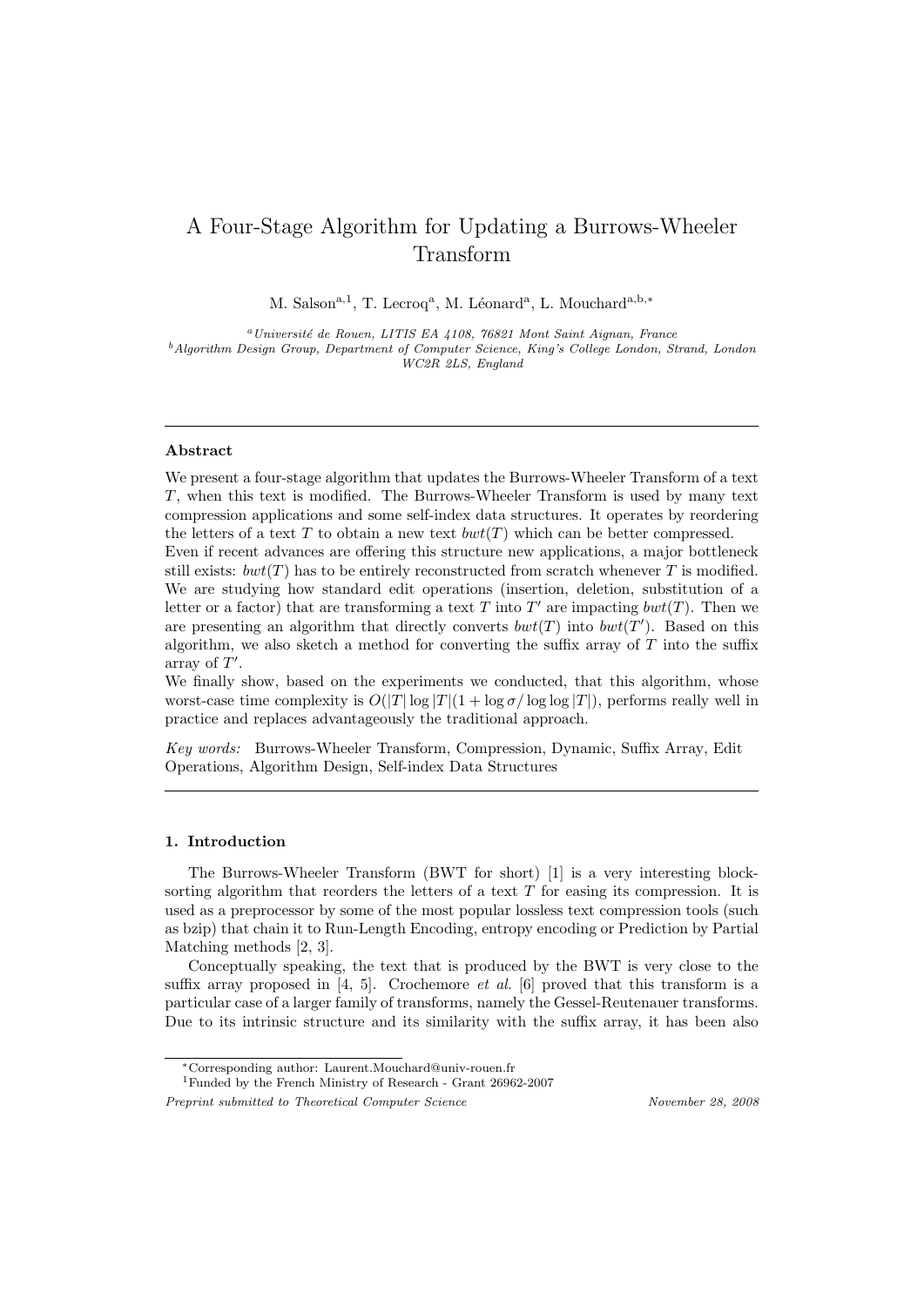# A Four-Stage Algorithm for Updating a Burrows-Wheeler Transform

M. Salson[a,1], T. Lecroq[a], M. Léonard[a], L. Mouchard[a,b,*]

[a] *Université de Rouen, LITIS EA 4108, 76821 Mont Saint Aignan, France*
[b] *Algorithm Design Group, Department of Computer Science, King's College London, Strand, London WC2R 2LS, England*

---

## Abstract

We present a four-stage algorithm that updates the Burrows-Wheeler Transform of a text $T$, when this text is modified. The Burrows-Wheeler Transform is used by many text compression applications and some self-index data structures. It operates by reordering the letters of a text $T$ to obtain a new text $bwt(T)$ which can be better compressed.
Even if recent advances are offering this structure new applications, a major bottleneck still exists: $bwt(T)$ has to be entirely reconstructed from scratch whenever $T$ is modified. We are studying how standard edit operations (insertion, deletion, substitution of a letter or a factor) that are transforming a text $T$ into $T'$ are impacting $bwt(T)$. Then we are presenting an algorithm that directly converts $bwt(T)$ into $bwt(T')$. Based on this algorithm, we also sketch a method for converting the suffix array of $T$ into the suffix array of $T'$.
We finally show, based on the experiments we conducted, that this algorithm, whose worst-case time complexity is $O(|T| \log |T|(1 + \log \sigma / \log \log |T|))$, performs really well in practice and replaces advantageously the traditional approach.

*Key words:* Burrows-Wheeler Transform, Compression, Dynamic, Suffix Array, Edit Operations, Algorithm Design, Self-index Data Structures

---

## 1. Introduction

The Burrows-Wheeler Transform (BWT for short) [1] is a very interesting block-sorting algorithm that reorders the letters of a text $T$ for easing its compression. It is used as a preprocessor by some of the most popular lossless text compression tools (such as bzip) that chain it to Run-Length Encoding, entropy encoding or Prediction by Partial Matching methods [2, 3].

Conceptually speaking, the text that is produced by the BWT is very close to the suffix array proposed in [4, 5]. Crochemore *et al.* [6] proved that this transform is a particular case of a larger family of transforms, namely the Gessel-Reutenauer transforms. Due to its intrinsic structure and its similarity with the suffix array, it has been also

---

* Corresponding author: Laurent.Mouchard@univ-rouen.fr
[1] Funded by the French Ministry of Research - Grant 26962-2007

*Preprint submitted to Theoretical Computer Science* *November 28, 2008*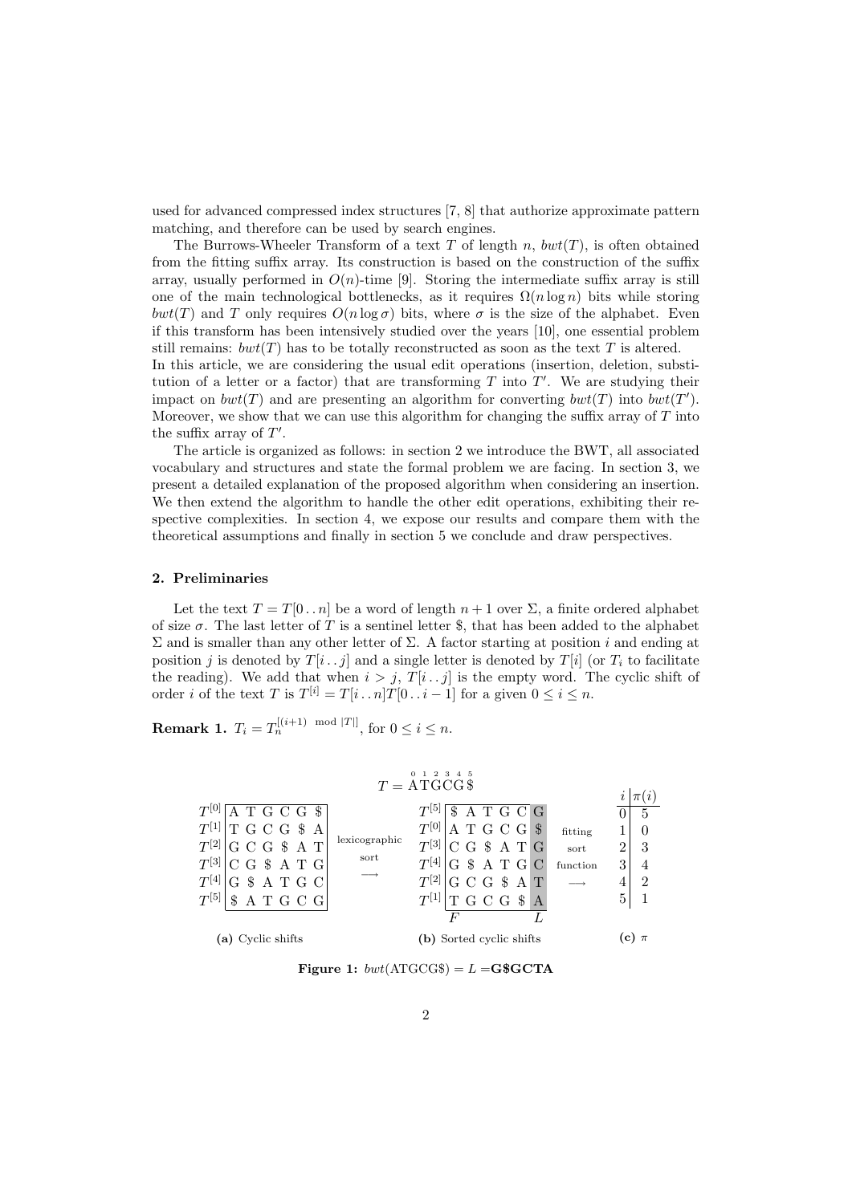used for advanced compressed index structures [7, 8] that authorize approximate pattern matching, and therefore can be used by search engines.

The Burrows-Wheeler Transform of a text $T$ of length $n$, $bwt(T)$, is often obtained from the fitting suffix array. Its construction is based on the construction of the suffix array, usually performed in $O(n)$-time [9]. Storing the intermediate suffix array is still one of the main technological bottlenecks, as it requires $\Omega(n \log n)$ bits while storing $bwt(T)$ and $T$ only requires $O(n \log \sigma)$ bits, where $\sigma$ is the size of the alphabet. Even if this transform has been intensively studied over the years [10], one essential problem still remains: $bwt(T)$ has to be totally reconstructed as soon as the text $T$ is altered.
In this article, we are considering the usual edit operations (insertion, deletion, substitution of a letter or a factor) that are transforming $T$ into $T'$. We are studying their impact on $bwt(T)$ and are presenting an algorithm for converting $bwt(T)$ into $bwt(T')$. Moreover, we show that we can use this algorithm for changing the suffix array of $T$ into the suffix array of $T'$.

The article is organized as follows: in section 2 we introduce the BWT, all associated vocabulary and structures and state the formal problem we are facing. In section 3, we present a detailed explanation of the proposed algorithm when considering an insertion. We then extend the algorithm to handle the other edit operations, exhibiting their respective complexities. In section 4, we expose our results and compare them with the theoretical assumptions and finally in section 5 we conclude and draw perspectives.

## 2. Preliminaries

Let the text $T = T[0 \,..\, n]$ be a word of length $n+1$ over $\Sigma$, a finite ordered alphabet of size $\sigma$. The last letter of $T$ is a sentinel letter \$, that has been added to the alphabet $\Sigma$ and is smaller than any other letter of $\Sigma$. A factor starting at position $i$ and ending at position $j$ is denoted by $T[i \,..\, j]$ and a single letter is denoted by $T[i]$ (or $T_i$ to facilitate the reading). We add that when $i > j$, $T[i \,..\, j]$ is the empty word. The cyclic shift of order $i$ of the text $T$ is $T^{[i]} = T[i \,..\, n]T[0 \,..\, i-1]$ for a given $0 \leq i \leq n$.

**Remark 1.** $T_i = T_n^{[(i+1) \mod |T|]}$, for $0 \leq i \leq n$.

$T = $ ATGCG\$ (positions 0 1 2 3 4 5)

**(a) Cyclic shifts**

| | |
|---|---|
| $T^{[0]}$ | A T G C G \$ |
| $T^{[1]}$ | T G C G \$ A |
| $T^{[2]}$ | G C G \$ A T |
| $T^{[3]}$ | C G \$ A T G |
| $T^{[4]}$ | G \$ A T G C |
| $T^{[5]}$ | \$ A T G C G |

lexicographic sort ⟶

**(b) Sorted cyclic shifts**

| | F | | L |
|---|---|---|---|
| $T^{[5]}$ | \$ | A T G C | G |
| $T^{[0]}$ | A | T G C G | \$ |
| $T^{[3]}$ | C | G \$ A T | G |
| $T^{[4]}$ | G | \$ A T G | C |
| $T^{[2]}$ | G | C G \$ A | T |
| $T^{[1]}$ | T | G C G \$ | A |

fitting sort function ⟶

**(c) $\pi$**

| $i$ | $\pi(i)$ |
|---|---|
| 0 | 5 |
| 1 | 0 |
| 2 | 3 |
| 3 | 4 |
| 4 | 2 |
| 5 | 1 |

**Figure 1:** $bwt(\text{ATGCG\$}) = L =$ **G\$GCTA**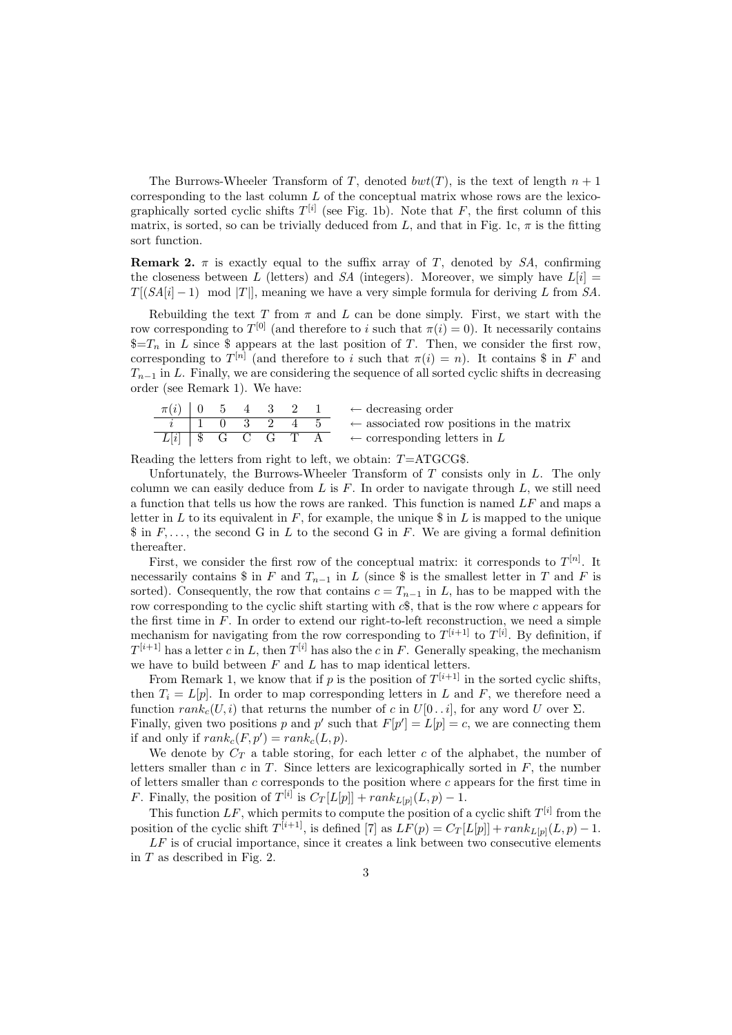The Burrows-Wheeler Transform of $T$, denoted $bwt(T)$, is the text of length $n+1$ corresponding to the last column $L$ of the conceptual matrix whose rows are the lexicographically sorted cyclic shifts $T^{[i]}$ (see Fig. 1b). Note that $F$, the first column of this matrix, is sorted, so can be trivially deduced from $L$, and that in Fig. 1c, $\pi$ is the fitting sort function.

**Remark 2.** $\pi$ is exactly equal to the suffix array of $T$, denoted by $SA$, confirming the closeness between $L$ (letters) and $SA$ (integers). Moreover, we simply have $L[i] = T[(SA[i]-1) \mod |T|]$, meaning we have a very simple formula for deriving $L$ from $SA$.

Rebuilding the text $T$ from $\pi$ and $L$ can be done simply. First, we start with the row corresponding to $T^{[0]}$ (and therefore to $i$ such that $\pi(i) = 0$). It necessarily contains \$=$T_n$ in $L$ since \$ appears at the last position of $T$. Then, we consider the first row, corresponding to $T^{[n]}$ (and therefore to $i$ such that $\pi(i) = n$). It contains \$ in $F$ and $T_{n-1}$ in $L$. Finally, we are considering the sequence of all sorted cyclic shifts in decreasing order (see Remark 1). We have:

| $\pi(i)$ | 0 | 5 | 4 | 3 | 2 | 1 | $\leftarrow$ decreasing order |
|---|---|---|---|---|---|---|---|
| $i$ | 1 | 0 | 3 | 2 | 4 | 5 | $\leftarrow$ associated row positions in the matrix |
| $L[i]$ | \$ | G | C | G | T | A | $\leftarrow$ corresponding letters in $L$ |

Reading the letters from right to left, we obtain: $T$=ATGCG\$.

Unfortunately, the Burrows-Wheeler Transform of $T$ consists only in $L$. The only column we can easily deduce from $L$ is $F$. In order to navigate through $L$, we still need a function that tells us how the rows are ranked. This function is named $LF$ and maps a letter in $L$ to its equivalent in $F$, for example, the unique \$ in $L$ is mapped to the unique \$ in $F$, . . . , the second G in $L$ to the second G in $F$. We are giving a formal definition thereafter.

First, we consider the first row of the conceptual matrix: it corresponds to $T^{[n]}$. It necessarily contains \$ in $F$ and $T_{n-1}$ in $L$ (since \$ is the smallest letter in $T$ and $F$ is sorted). Consequently, the row that contains $c = T_{n-1}$ in $L$, has to be mapped with the row corresponding to the cyclic shift starting with $c$\$, that is the row where $c$ appears for the first time in $F$. In order to extend our right-to-left reconstruction, we need a simple mechanism for navigating from the row corresponding to $T^{[i+1]}$ to $T^{[i]}$. By definition, if $T^{[i+1]}$ has a letter $c$ in $L$, then $T^{[i]}$ has also the $c$ in $F$. Generally speaking, the mechanism we have to build between $F$ and $L$ has to map identical letters.

From Remark 1, we know that if $p$ is the position of $T^{[i+1]}$ in the sorted cyclic shifts, then $T_i = L[p]$. In order to map corresponding letters in $L$ and $F$, we therefore need a function $rank_c(U, i)$ that returns the number of $c$ in $U[0\,..\,i]$, for any word $U$ over $\Sigma$.
Finally, given two positions $p$ and $p'$ such that $F[p'] = L[p] = c$, we are connecting them if and only if $rank_c(F, p') = rank_c(L, p)$.

We denote by $C_T$ a table storing, for each letter $c$ of the alphabet, the number of letters smaller than $c$ in $T$. Since letters are lexicographically sorted in $F$, the number of letters smaller than $c$ corresponds to the position where $c$ appears for the first time in $F$. Finally, the position of $T^{[i]}$ is $C_T[L[p]] + rank_{L[p]}(L, p) - 1$.

This function $LF$, which permits to compute the position of a cyclic shift $T^{[i]}$ from the position of the cyclic shift $T^{[i+1]}$, is defined [7] as $LF(p) = C_T[L[p]] + rank_{L[p]}(L, p) - 1$.

$LF$ is of crucial importance, since it creates a link between two consecutive elements in $T$ as described in Fig. 2.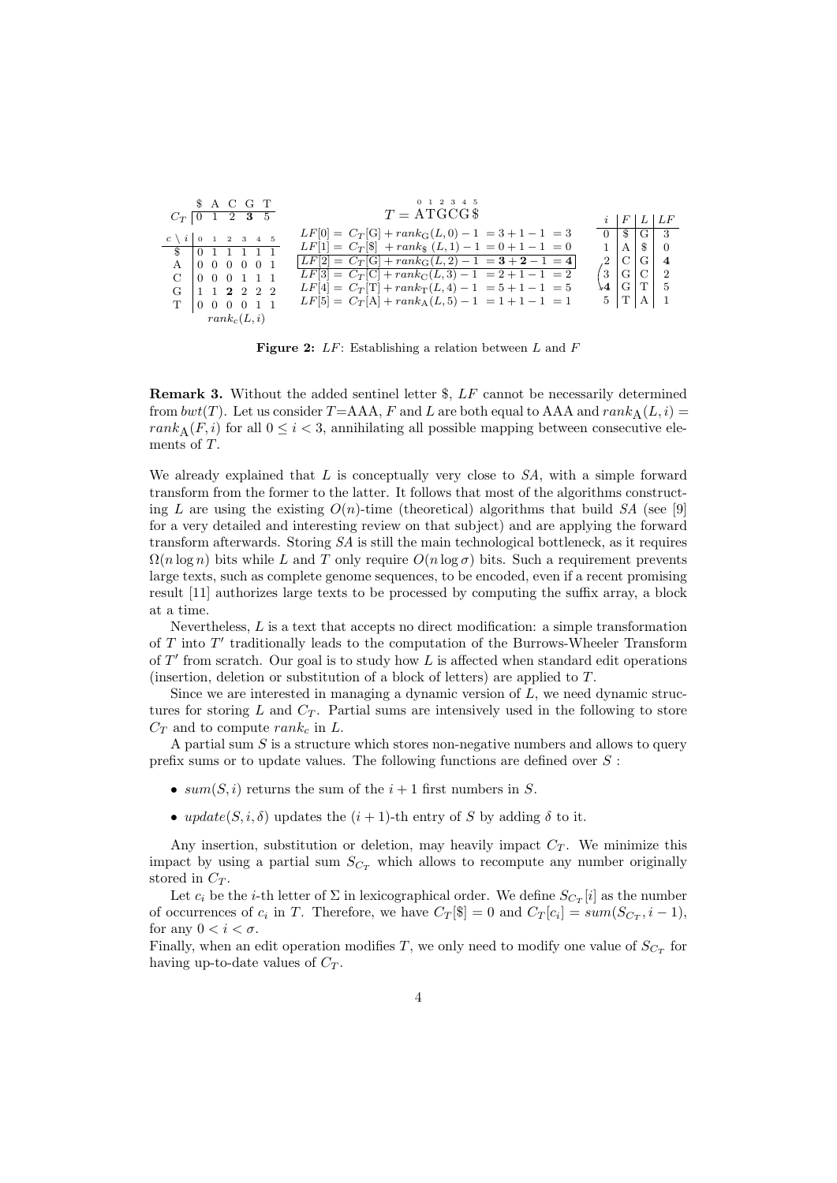|  | \$ | A | C | G | T |
|---|---|---|---|---|---|
| $C_T$ | 0 | 1 | 2 | **3** | 5 |

| $c \setminus i$ | 0 | 1 | 2 | 3 | 4 | 5 |
|---|---|---|---|---|---|---|
| \$ | 0 | 1 | 1 | 1 | 1 | 1 |
| A | 0 | 0 | 0 | 0 | 0 | 1 |
| C | 0 | 0 | 0 | 1 | 1 | 1 |
| G | 1 | 1 | **2** | 2 | 2 | 2 |
| T | 0 | 0 | 0 | 0 | 1 | 1 |

$rank_c(L, i)$

$T = \text{ATGCG\$}$ (positions 0 1 2 3 4 5)

$LF[0] = C_T[\text{G}] + rank_{\text{G}}(L, 0) - 1 = 3 + 1 - 1 = 3$
$LF[1] = C_T[\$] + rank_{\$}(L, 1) - 1 = 0 + 1 - 1 = 0$
$LF[2] = C_T[\text{G}] + rank_{\text{G}}(L, 2) - 1 = \mathbf{3} + \mathbf{2} - 1 = \mathbf{4}$
$LF[3] = C_T[\text{C}] + rank_{\text{C}}(L, 3) - 1 = 2 + 1 - 1 = 2$
$LF[4] = C_T[\text{T}] + rank_{\text{T}}(L, 4) - 1 = 5 + 1 - 1 = 5$
$LF[5] = C_T[\text{A}] + rank_{\text{A}}(L, 5) - 1 = 1 + 1 - 1 = 1$

| $i$ | $F$ | $L$ | $LF$ |
|---|---|---|---|
| 0 | \$ | G | 3 |
| 1 | A | \$ | 0 |
| 2 | C | G | **4** |
| 3 | G | C | 2 |
| **4** | G | T | 5 |
| 5 | T | A | 1 |

**Figure 2:** $LF$: Establishing a relation between $L$ and $F$

**Remark 3.** Without the added sentinel letter \$, $LF$ cannot be necessarily determined from $bwt(T)$. Let us consider $T$=AAA, $F$ and $L$ are both equal to AAA and $rank_{\text{A}}(L, i) = rank_{\text{A}}(F, i)$ for all $0 \leq i < 3$, annihilating all possible mapping between consecutive elements of $T$.

We already explained that $L$ is conceptually very close to $SA$, with a simple forward transform from the former to the latter. It follows that most of the algorithms constructing $L$ are using the existing $O(n)$-time (theoretical) algorithms that build $SA$ (see [9] for a very detailed and interesting review on that subject) and are applying the forward transform afterwards. Storing $SA$ is still the main technological bottleneck, as it requires $\Omega(n \log n)$ bits while $L$ and $T$ only require $O(n \log \sigma)$ bits. Such a requirement prevents large texts, such as complete genome sequences, to be encoded, even if a recent promising result [11] authorizes large texts to be processed by computing the suffix array, a block at a time.

Nevertheless, $L$ is a text that accepts no direct modification: a simple transformation of $T$ into $T'$ traditionally leads to the computation of the Burrows-Wheeler Transform of $T'$ from scratch. Our goal is to study how $L$ is affected when standard edit operations (insertion, deletion or substitution of a block of letters) are applied to $T$.

Since we are interested in managing a dynamic version of $L$, we need dynamic structures for storing $L$ and $C_T$. Partial sums are intensively used in the following to store $C_T$ and to compute $rank_c$ in $L$.

A partial sum $S$ is a structure which stores non-negative numbers and allows to query prefix sums or to update values. The following functions are defined over $S$ :

- $sum(S, i)$ returns the sum of the $i + 1$ first numbers in $S$.
- $update(S, i, \delta)$ updates the $(i + 1)$-th entry of $S$ by adding $\delta$ to it.

Any insertion, substitution or deletion, may heavily impact $C_T$. We minimize this impact by using a partial sum $S_{C_T}$ which allows to recompute any number originally stored in $C_T$.

Let $c_i$ be the $i$-th letter of $\Sigma$ in lexicographical order. We define $S_{C_T}[i]$ as the number of occurrences of $c_i$ in $T$. Therefore, we have $C_T[\$] = 0$ and $C_T[c_i] = sum(S_{C_T}, i - 1)$, for any $0 < i < \sigma$.
Finally, when an edit operation modifies $T$, we only need to modify one value of $S_{C_T}$ for having up-to-date values of $C_T$.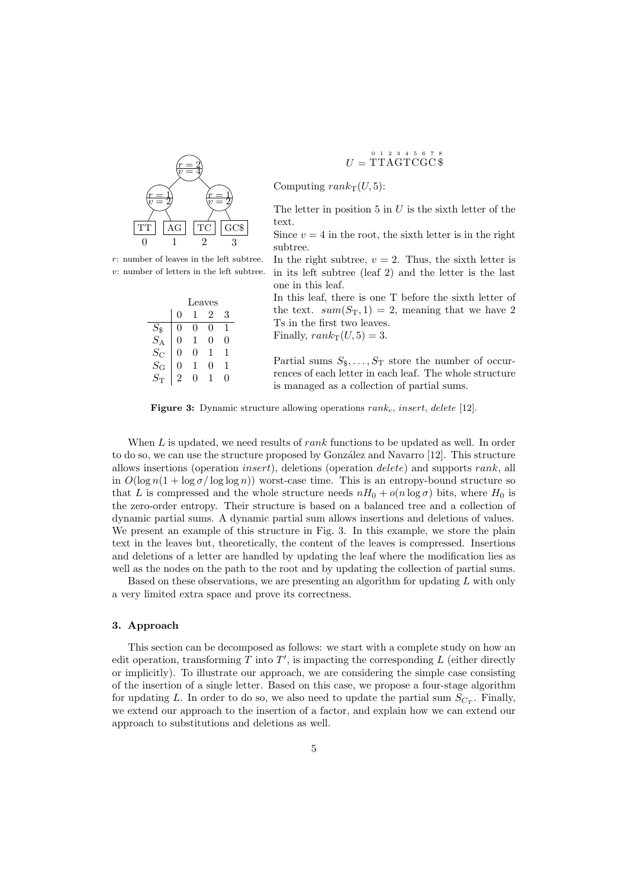$r$: number of leaves in the left subtree.
$v$: number of letters in the left subtree.

Leaves

| | 0 | 1 | 2 | 3 |
|---|---|---|---|---|
| $S_{\$}$ | 0 | 0 | 0 | 1 |
| $S_{\mathrm{A}}$ | 0 | 1 | 0 | 0 |
| $S_{\mathrm{C}}$ | 0 | 0 | 1 | 1 |
| $S_{\mathrm{G}}$ | 0 | 1 | 0 | 1 |
| $S_{\mathrm{T}}$ | 2 | 0 | 1 | 0 |

$U = \overset{0}{\mathrm{T}}\overset{1}{\mathrm{T}}\overset{2}{\mathrm{A}}\overset{3}{\mathrm{G}}\overset{4}{\mathrm{T}}\overset{5}{\mathrm{C}}\overset{6}{\mathrm{G}}\overset{7}{\mathrm{C}}\overset{8}{\$}$

Computing $rank_{\mathrm{T}}(U, 5)$:

The letter in position 5 in $U$ is the sixth letter of the text.
Since $v = 4$ in the root, the sixth letter is in the right subtree.
In the right subtree, $v = 2$. Thus, the sixth letter is in its left subtree (leaf 2) and the letter is the last one in this leaf.
In this leaf, there is one T before the sixth letter of the text. $sum(S_{\mathrm{T}}, 1) = 2$, meaning that we have 2 Ts in the first two leaves.
Finally, $rank_{\mathrm{T}}(U, 5) = 3$.

Partial sums $S_{\$}, \ldots, S_{\mathrm{T}}$ store the number of occurrences of each letter in each leaf. The whole structure is managed as a collection of partial sums.

**Figure 3:** Dynamic structure allowing operations $rank_c$, *insert*, *delete* [12].

When $L$ is updated, we need results of *rank* functions to be updated as well. In order to do so, we can use the structure proposed by González and Navarro [12]. This structure allows insertions (operation *insert*), deletions (operation *delete*) and supports *rank*, all in $O(\log n(1 + \log \sigma / \log \log n))$ worst-case time. This is an entropy-bound structure so that $L$ is compressed and the whole structure needs $nH_0 + o(n \log \sigma)$ bits, where $H_0$ is the zero-order entropy. Their structure is based on a balanced tree and a collection of dynamic partial sums. A dynamic partial sum allows insertions and deletions of values. We present an example of this structure in Fig. 3. In this example, we store the plain text in the leaves but, theoretically, the content of the leaves is compressed. Insertions and deletions of a letter are handled by updating the leaf where the modification lies as well as the nodes on the path to the root and by updating the collection of partial sums.

Based on these observations, we are presenting an algorithm for updating $L$ with only a very limited extra space and prove its correctness.

## 3. Approach

This section can be decomposed as follows: we start with a complete study on how an edit operation, transforming $T$ into $T'$, is impacting the corresponding $L$ (either directly or implicitly). To illustrate our approach, we are considering the simple case consisting of the insertion of a single letter. Based on this case, we propose a four-stage algorithm for updating $L$. In order to do so, we also need to update the partial sum $S_{C_T}$. Finally, we extend our approach to the insertion of a factor, and explain how we can extend our approach to substitutions and deletions as well.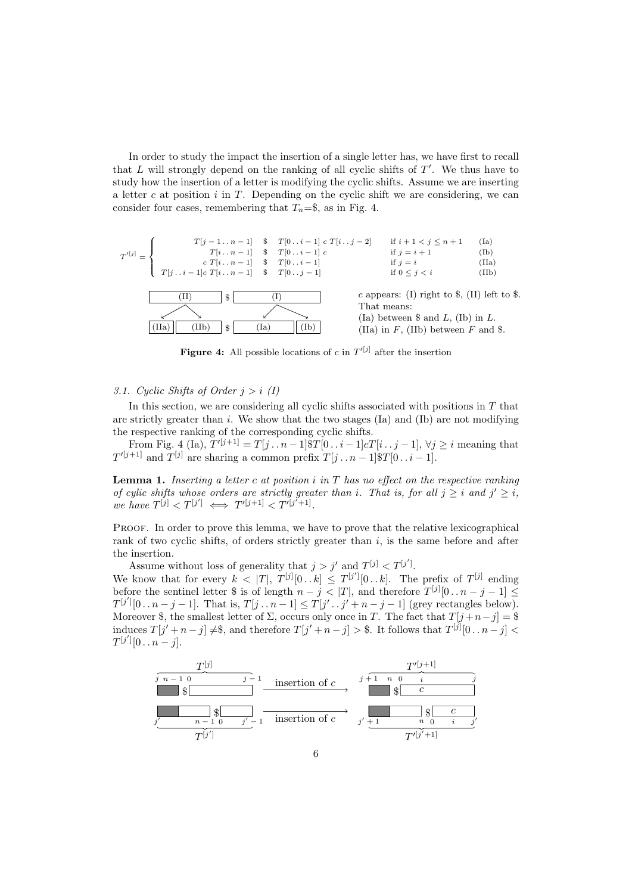In order to study the impact the insertion of a single letter has, we have first to recall that $L$ will strongly depend on the ranking of all cyclic shifts of $T'$. We thus have to study how the insertion of a letter is modifying the cyclic shifts. Assume we are inserting a letter $c$ at position $i$ in $T$. Depending on the cyclic shift we are considering, we can consider four cases, remembering that $T_n$=\$, as in Fig. 4.

$$T'^{[j]} = \begin{cases} T[j-1\,..\,n-1] \quad \$ \quad T[0\,..\,i-1]\ c\ T[i\,..\,j-2] & \text{if } i+1 < j \leq n+1 \quad \text{(Ia)} \\ T[i\,..\,n-1] \quad \$ \quad T[0\,..\,i-1]\ c & \text{if } j = i+1 \quad \text{(Ib)} \\ c\ T[i\,..\,n-1] \quad \$ \quad T[0\,..\,i-1] & \text{if } j = i \quad \text{(IIa)} \\ T[j\,..\,i-1]c\ T[i\,..\,n-1] \quad \$ \quad T[0\,..\,j-1] & \text{if } 0 \leq j < i \quad \text{(IIb)} \end{cases}$$

(II) \$ (I)

(IIa) (IIb) \$ (Ia) (Ib)

$c$ appears: (I) right to \$, (II) left to \$. That means:
(Ia) between \$ and $L$, (Ib) in $L$.
(IIa) in $F$, (IIb) between $F$ and \$.

**Figure 4:** All possible locations of $c$ in $T'^{[j]}$ after the insertion

### 3.1. Cyclic Shifts of Order $j > i$ (I)

In this section, we are considering all cyclic shifts associated with positions in $T$ that are strictly greater than $i$. We show that the two stages (Ia) and (Ib) are not modifying the respective ranking of the corresponding cyclic shifts.

From Fig. 4 (Ia), $T'^{[j+1]} = T[j\,..\,n-1]\$T[0\,..\,i-1]cT[i\,..\,j-1]$, $\forall j \geq i$ meaning that $T'^{[j+1]}$ and $T^{[j]}$ are sharing a common prefix $T[j\,..\,n-1]\$T[0\,..\,i-1]$.

**Lemma 1.** *Inserting a letter $c$ at position $i$ in $T$ has no effect on the respective ranking of cylic shifts whose orders are strictly greater than $i$. That is, for all $j \geq i$ and $j' \geq i$, we have $T^{[j]} < T^{[j']} \iff T'^{[j+1]} < T'^{[j'+1]}$.*

Proof. In order to prove this lemma, we have to prove that the relative lexicographical rank of two cyclic shifts, of orders strictly greater than $i$, is the same before and after the insertion.

Assume without loss of generality that $j > j'$ and $T^{[j]} < T^{[j']}$.
We know that for every $k < |T|$, $T^{[j]}[0\,..\,k] \leq T^{[j']}[0\,..\,k]$. The prefix of $T^{[j]}$ ending before the sentinel letter \$ is of length $n - j < |T|$, and therefore $T^{[j]}[0\,..\,n-j-1] \leq T^{[j']}[0\,..\,n-j-1]$. That is, $T[j\,..\,n-1] \leq T[j'\,..\,j'+n-j-1]$ (grey rectangles below). Moreover \$, the smallest letter of $\Sigma$, occurs only once in $T$. The fact that $T[j+n-j] = \$$ induces $T[j'+n-j] \neq \$$, and therefore $T[j'+n-j] > \$$. It follows that $T^{[j]}[0\,..\,n-j] < T^{[j']}[0\,..\,n-j]$.

$T^{[j]}$: $j$ $n-1$ $0$ $j-1$ — insertion of $c$ → $T'^{[j+1]}$: $j+1$ $n$ $0$ $i$ $j$

$T^{[j']}$: $j'$ $n-1$ $0$ $j'-1$ — insertion of $c$ → $T'^{[j'+1]}$: $j'+1$ $n$ $0$ $i$ $j'$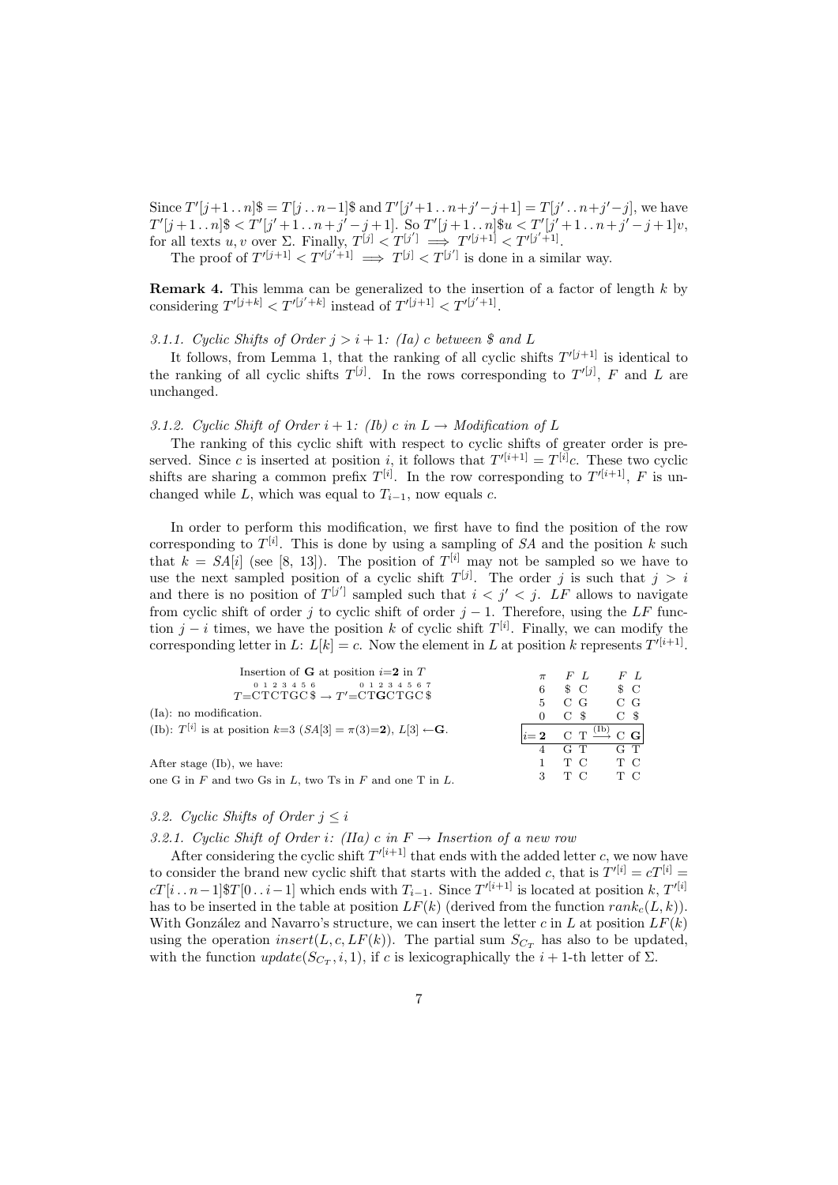Since $T'[j+1\,..\,n]\$ = T[j\,..\,n-1]\$$ and $T'[j'+1\,..\,n+j'-j+1] = T[j'\,..\,n+j'-j]$, we have $T'[j+1\,..\,n]\$ < T'[j'+1\,..\,n+j'-j+1]$. So $T'[j+1\,..\,n]\$u < T'[j'+1\,..\,n+j'-j+1]v$, for all texts $u, v$ over $\Sigma$. Finally, $T^{[j]} < T^{[j']} \implies T'^{[j+1]} < T'^{[j'+1]}$.

The proof of $T'^{[j+1]} < T'^{[j'+1]} \implies T^{[j]} < T^{[j']}$ is done in a similar way.

**Remark 4.** This lemma can be generalized to the insertion of a factor of length $k$ by considering $T'^{[j+k]} < T'^{[j'+k]}$ instead of $T'^{[j+1]} < T'^{[j'+1]}$.

*3.1.1. Cyclic Shifts of Order $j > i+1$: (Ia) c between \$ and L*

It follows, from Lemma 1, that the ranking of all cyclic shifts $T'^{[j+1]}$ is identical to the ranking of all cyclic shifts $T^{[j]}$. In the rows corresponding to $T'^{[j]}$, $F$ and $L$ are unchanged.

*3.1.2. Cyclic Shift of Order $i+1$: (Ib) c in L → Modification of L*

The ranking of this cyclic shift with respect to cyclic shifts of greater order is preserved. Since $c$ is inserted at position $i$, it follows that $T'^{[i+1]} = T^{[i]}c$. These two cyclic shifts are sharing a common prefix $T^{[i]}$. In the row corresponding to $T'^{[i+1]}$, $F$ is unchanged while $L$, which was equal to $T_{i-1}$, now equals $c$.

In order to perform this modification, we first have to find the position of the row corresponding to $T^{[i]}$. This is done by using a sampling of $SA$ and the position $k$ such that $k = SA[i]$ (see [8, 13]). The position of $T^{[i]}$ may not be sampled so we have to use the next sampled position of a cyclic shift $T^{[j]}$. The order $j$ is such that $j > i$ and there is no position of $T^{[j']}$ sampled such that $i < j' < j$. $LF$ allows to navigate from cyclic shift of order $j$ to cyclic shift of order $j-1$. Therefore, using the $LF$ function $j-i$ times, we have the position $k$ of cyclic shift $T^{[i]}$. Finally, we can modify the corresponding letter in $L$: $L[k] = c$. Now the element in $L$ at position $k$ represents $T'^{[i+1]}$.

Insertion of **G** at position $i$=**2** in $T$

$T$=CTCTGC\$ → $T'$=CT**G**CTGC\$ (positions 0 1 2 3 4 5 6 → 0 1 2 3 4 5 6 7)

(Ia): no modification.

(Ib): $T^{[i]}$ is at position $k$=3 ($SA[3] = \pi(3)$=**2**), $L[3] \leftarrow$**G**.

After stage (Ib), we have:
one G in $F$ and two Gs in $L$, two Ts in $F$ and one T in $L$.

| $\pi$ | $F$ | $L$ | | $F$ | $L$ |
|---|---|---|---|---|---|
| 6 | \$ | C | | \$ | C |
| 5 | C | G | | C | G |
| 0 | C | \$ | | C | \$ |
| $i$= **2** | C | T | $\xrightarrow{\text{(Ib)}}$ | C | **G** |
| 4 | G | T | | G | T |
| 1 | T | C | | T | C |
| 3 | T | C | | T | C |

*3.2. Cyclic Shifts of Order $j \leq i$*

*3.2.1. Cyclic Shift of Order $i$: (IIa) c in F → Insertion of a new row*

After considering the cyclic shift $T'^{[i+1]}$ that ends with the added letter $c$, we now have to consider the brand new cyclic shift that starts with the added $c$, that is $T'^{[i]} = cT^{[i]} = cT[i\,..\,n-1]\$T[0\,..\,i-1]$ which ends with $T_{i-1}$. Since $T'^{[i+1]}$ is located at position $k$, $T'^{[i]}$ has to be inserted in the table at position $LF(k)$ (derived from the function $rank_c(L, k)$). With González and Navarro's structure, we can insert the letter $c$ in $L$ at position $LF(k)$ using the operation $insert(L, c, LF(k))$. The partial sum $S_{C_T}$ has also to be updated, with the function $update(S_{C_T}, i, 1)$, if $c$ is lexicographically the $i+1$-th letter of $\Sigma$.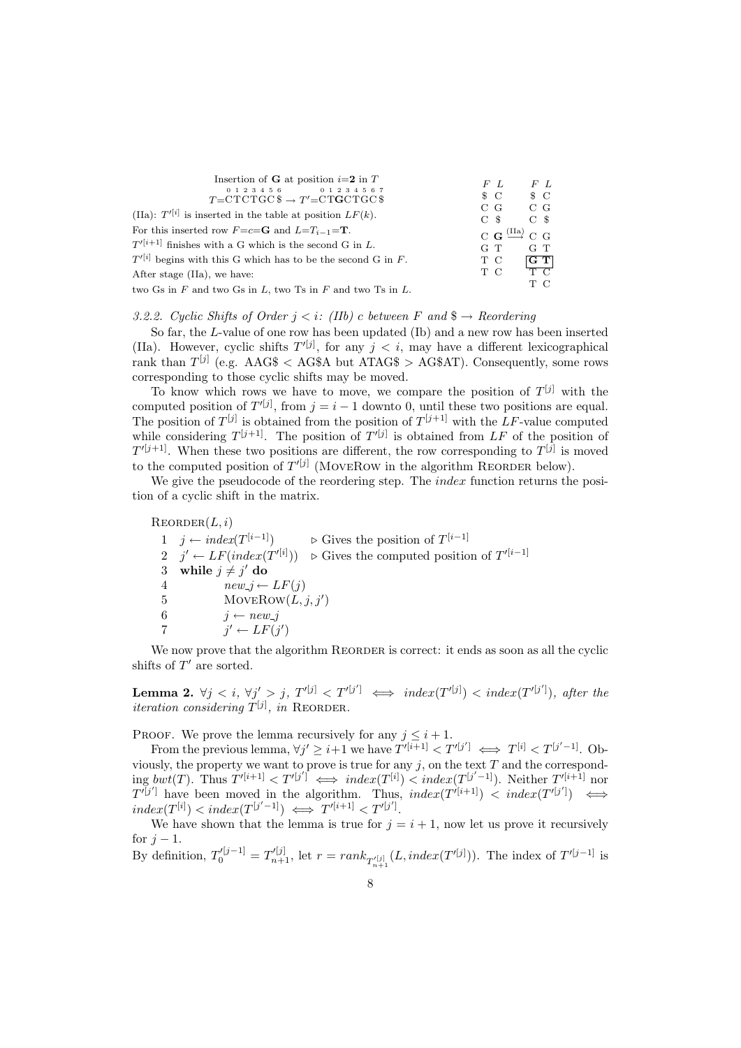Insertion of **G** at position $i$=**2** in $T$

$T$=CTCTGC\$ → $T'$=CT**G**CTGC\$ (positions 0 1 2 3 4 5 6 → 0 1 2 3 4 5 6 7)

(IIa): $T'^{[i]}$ is inserted in the table at position $LF(k)$.

For this inserted row $F$=$c$=**G** and $L$=$T_{i-1}$=**T**.

$T'^{[i+1]}$ finishes with a G which is the second G in $L$.

$T'^{[i]}$ begins with this G which has to be the second G in $F$.

After stage (IIa), we have:

two Gs in $F$ and two Gs in $L$, two Ts in $F$ and two Ts in $L$.

| F | L | | F | L |
|---|---|---|---|---|
| \$ | C | | \$ | C |
| C | G | | C | G |
| C | \$ | | C | \$ |
| C | **G** | (IIa) ⟶ | C | G |
| G | T | | G | T |
| T | C | | **G** | **T** |
| T | C | | T | C |
| | | | T | C |

*3.2.2. Cyclic Shifts of Order $j < i$: (IIb) $c$ between $F$ and \$ → Reordering*

So far, the $L$-value of one row has been updated (Ib) and a new row has been inserted (IIa). However, cyclic shifts $T'^{[j]}$, for any $j < i$, may have a different lexicographical rank than $T^{[j]}$ (e.g. AAG\$ < AG\$A but ATAG\$ > AG\$AT). Consequently, some rows corresponding to those cyclic shifts may be moved.

To know which rows we have to move, we compare the position of $T^{[j]}$ with the computed position of $T'^{[j]}$, from $j = i-1$ downto 0, until these two positions are equal. The position of $T^{[j]}$ is obtained from the position of $T^{[j+1]}$ with the $LF$-value computed while considering $T^{[j+1]}$. The position of $T'^{[j]}$ is obtained from $LF$ of the position of $T'^{[j+1]}$. When these two positions are different, the row corresponding to $T^{[j]}$ is moved to the computed position of $T'^{[j]}$ (MoveRow in the algorithm Reorder below).

We give the pseudocode of the reordering step. The *index* function returns the position of a cyclic shift in the matrix.

```
Reorder(L, i)
1  j ← index(T^[i-1])          ▷ Gives the position of T^[i-1]
2  j' ← LF(index(T'^[i]))      ▷ Gives the computed position of T'^[i-1]
3  while j ≠ j' do
4          new_j ← LF(j)
5          MoveRow(L, j, j')
6          j ← new_j
7          j' ← LF(j')
```

We now prove that the algorithm Reorder is correct: it ends as soon as all the cyclic shifts of $T'$ are sorted.

**Lemma 2.** *$\forall j < i$, $\forall j' > j$, $T'^{[j]} < T'^{[j']} \iff index(T'^{[j]}) < index(T'^{[j']})$, after the iteration considering $T^{[j]}$, in* Reorder.

Proof. We prove the lemma recursively for any $j \leq i+1$.

From the previous lemma, $\forall j' \geq i+1$ we have $T'^{[i+1]} < T'^{[j']} \iff T^{[i]} < T^{[j'-1]}$. Obviously, the property we want to prove is true for any $j$, on the text $T$ and the corresponding $bwt(T)$. Thus $T'^{[i+1]} < T'^{[j']} \iff index(T^{[i]}) < index(T^{[j'-1]})$. Neither $T'^{[i+1]}$ nor $T'^{[j']}$ have been moved in the algorithm. Thus, $index(T'^{[i+1]}) < index(T'^{[j']}) \iff index(T^{[i]}) < index(T^{[j'-1]}) \iff T'^{[i+1]} < T'^{[j']}$.

We have shown that the lemma is true for $j = i+1$, now let us prove it recursively for $j-1$.

By definition, $T_0'^{[j-1]} = T_{n+1}'^{[j]}$, let $r = rank_{T_{n+1}'^{[j]}}(L, index(T'^{[j]}))$. The index of $T'^{[j-1]}$ is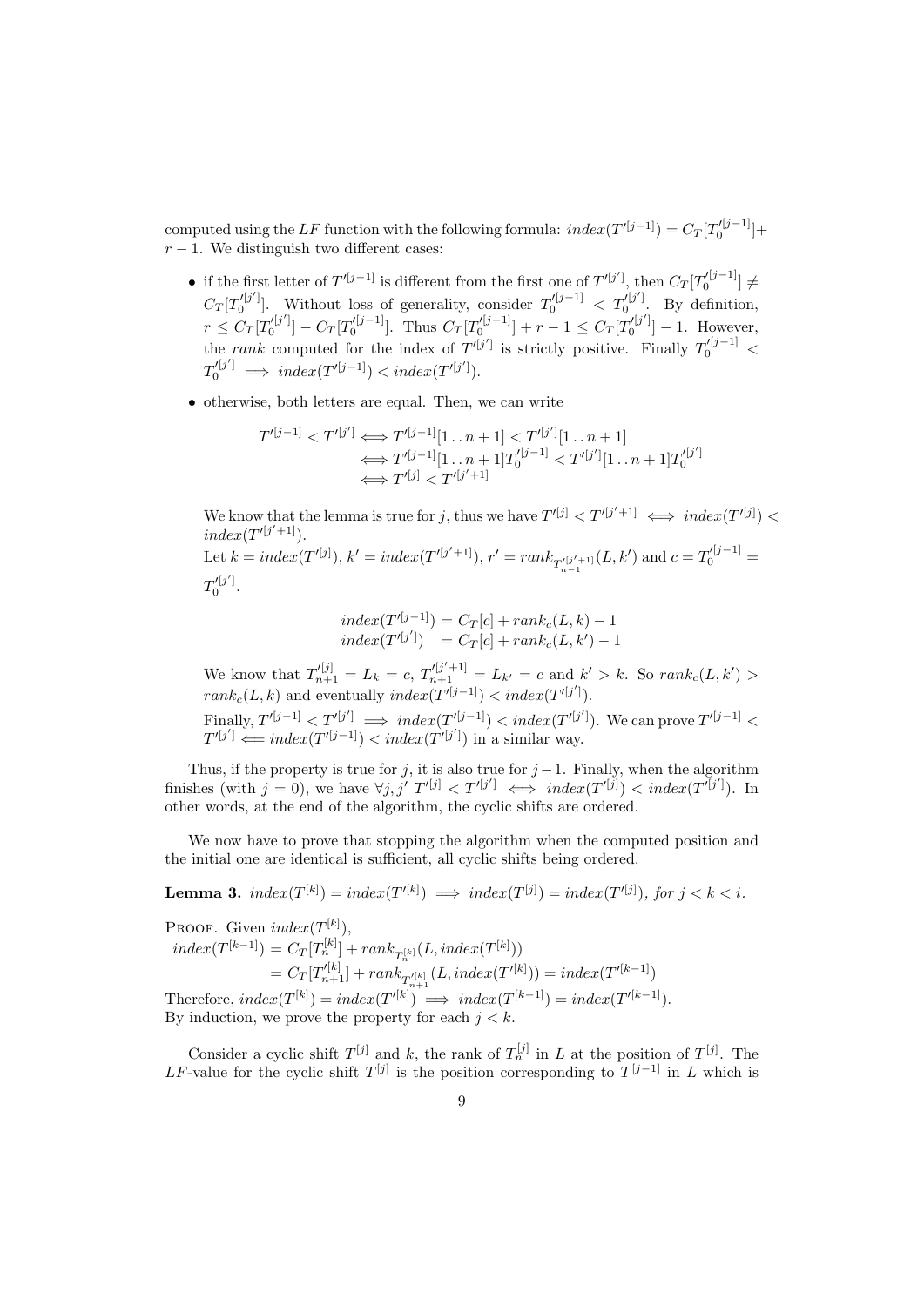computed using the $LF$ function with the following formula: $index(T'^{[j-1]}) = C_T[T_0'^{[j-1]}] + r - 1$. We distinguish two different cases:

- if the first letter of $T'^{[j-1]}$ is different from the first one of $T'^{[j']}$, then $C_T[T_0'^{[j-1]}] \neq C_T[T_0'^{[j']}]$. Without loss of generality, consider $T_0'^{[j-1]} < T_0'^{[j']}$. By definition, $r \leq C_T[T_0'^{[j']}] - C_T[T_0'^{[j-1]}]$. Thus $C_T[T_0'^{[j-1]}] + r - 1 \leq C_T[T_0'^{[j']}] - 1$. However, the *rank* computed for the index of $T'^{[j']}$ is strictly positive. Finally $T_0'^{[j-1]} < T_0'^{[j']} \implies index(T'^{[j-1]}) < index(T'^{[j']})$.
- otherwise, both letters are equal. Then, we can write

$$\begin{aligned} T'^{[j-1]} < T'^{[j']} &\iff T'^{[j-1]}[1\,..\,n+1] < T'^{[j']}[1\,..\,n+1] \\ &\iff T'^{[j-1]}[1\,..\,n+1]T_0'^{[j-1]} < T'^{[j']}[1\,..\,n+1]T_0'^{[j']} \\ &\iff T'^{[j]} < T'^{[j'+1]} \end{aligned}$$

  We know that the lemma is true for $j$, thus we have $T'^{[j]} < T'^{[j'+1]} \iff index(T'^{[j]}) < index(T'^{[j'+1]})$.
  Let $k = index(T'^{[j]})$, $k' = index(T'^{[j'+1]})$, $r' = rank_{T'^{[j'+1]}_{n-1}}(L, k')$ and $c = T_0'^{[j-1]} = T_0'^{[j']}$.

$$\begin{aligned} index(T'^{[j-1]}) &= C_T[c] + rank_c(L,k) - 1 \\ index(T'^{[j']}) &= C_T[c] + rank_c(L,k') - 1 \end{aligned}$$

  We know that $T'^{[j]}_{n+1} = L_k = c$, $T'^{[j'+1]}_{n+1} = L_{k'} = c$ and $k' > k$. So $rank_c(L, k') > rank_c(L, k)$ and eventually $index(T'^{[j-1]}) < index(T'^{[j']})$.

  Finally, $T'^{[j-1]} < T'^{[j']} \implies index(T'^{[j-1]}) < index(T'^{[j']})$. We can prove $T'^{[j-1]} < T'^{[j']} \impliedby index(T'^{[j-1]}) < index(T'^{[j']})$ in a similar way.

Thus, if the property is true for $j$, it is also true for $j-1$. Finally, when the algorithm finishes (with $j = 0$), we have $\forall j, j'\ T'^{[j]} < T'^{[j']} \iff index(T'^{[j]}) < index(T'^{[j']})$. In other words, at the end of the algorithm, the cyclic shifts are ordered.

We now have to prove that stopping the algorithm when the computed position and the initial one are identical is sufficient, all cyclic shifts being ordered.

**Lemma 3.** *$index(T^{[k]}) = index(T'^{[k]}) \implies index(T^{[j]}) = index(T'^{[j]})$, for $j < k < i$.*

Proof. Given $index(T^{[k]})$,

$$\begin{aligned} index(T^{[k-1]}) &= C_T[T_n^{[k]}] + rank_{T_n^{[k]}}(L, index(T^{[k]})) \\ &= C_T[T'^{[k]}_{n+1}] + rank_{T'^{[k]}_{n+1}}(L, index(T'^{[k]})) = index(T'^{[k-1]}) \end{aligned}$$

Therefore, $index(T^{[k]}) = index(T'^{[k]}) \implies index(T^{[k-1]}) = index(T'^{[k-1]})$.
By induction, we prove the property for each $j < k$.

Consider a cyclic shift $T^{[j]}$ and $k$, the rank of $T_n^{[j]}$ in $L$ at the position of $T^{[j]}$. The $LF$-value for the cyclic shift $T^{[j]}$ is the position corresponding to $T^{[j-1]}$ in $L$ which is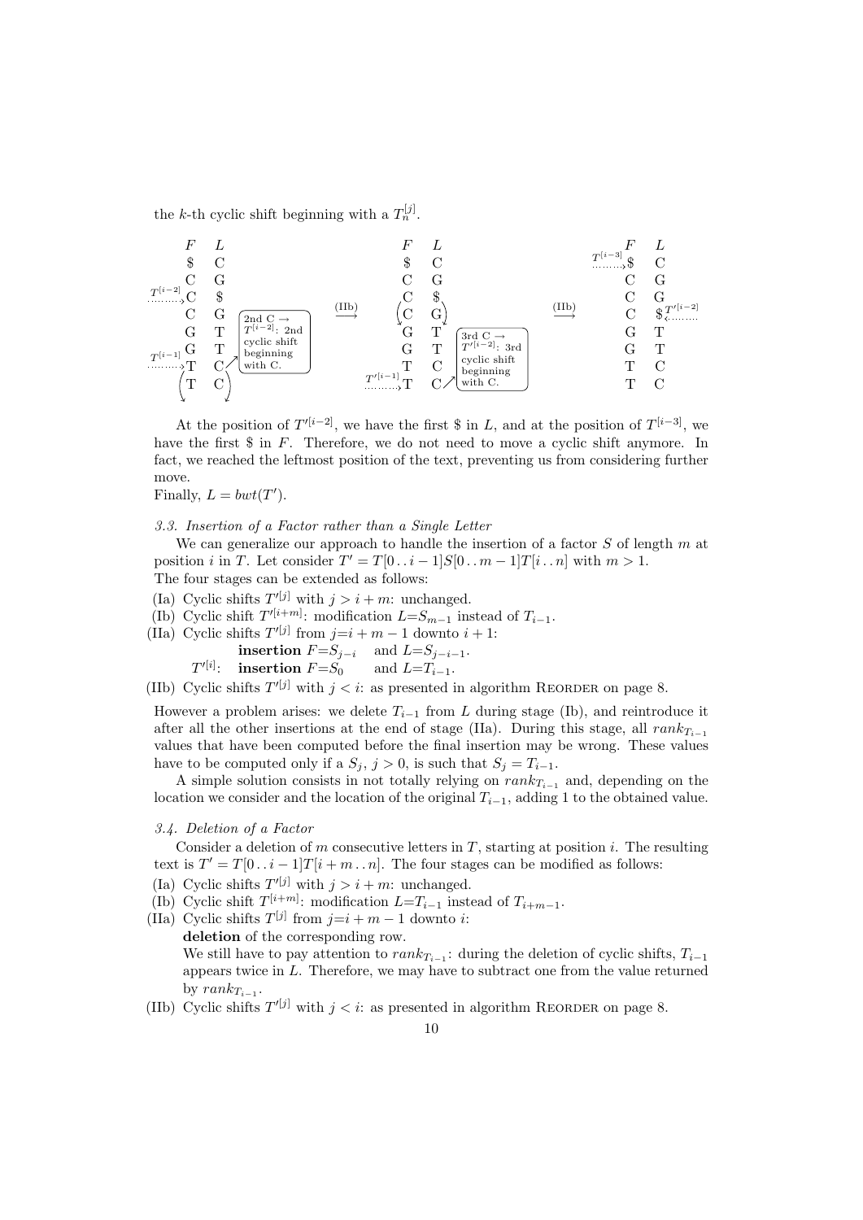the $k$-th cyclic shift beginning with a $T_n^{[j]}$.

| F | L | | | F | L | | | F | L |
|---|---|---|---|---|---|---|---|---|---|
| \$ | C | | | \$ | C | | $T^{[i-3]}$ → | \$ | C |
| C | G | | | C | G | | | C | G |
| $T^{[i-2]}$ → C | \$ | 2nd C → $T^{[i-2]}$: 2nd cyclic shift beginning with C. | (IIb) ⟶ | C | \$ | 3rd C → $T'^{[i-2]}$: 3rd cyclic shift beginning with C. | (IIb) ⟶ | C | G |
| C | G | | | C | G | | | C | \$ ← $T'^{[i-2]}$ |
| G | T | | | G | T | | | G | T |
| G | T | | | G | T | | | G | T |
| $T^{[i-1]}$ → T | C | | | T | C | | | T | C |
| T | C | | | $T'^{[i-1]}$ → T | C | | | T | C |

At the position of $T'^{[i-2]}$, we have the first \$ in $L$, and at the position of $T^{[i-3]}$, we have the first \$ in $F$. Therefore, we do not need to move a cyclic shift anymore. In fact, we reached the leftmost position of the text, preventing us from considering further move.
Finally, $L = bwt(T')$.

### 3.3. Insertion of a Factor rather than a Single Letter

We can generalize our approach to handle the insertion of a factor $S$ of length $m$ at position $i$ in $T$. Let consider $T' = T[0..i-1]S[0..m-1]T[i..n]$ with $m > 1$.
The four stages can be extended as follows:

- (Ia) Cyclic shifts $T'^{[j]}$ with $j > i + m$: unchanged.
- (Ib) Cyclic shift $T'^{[i+m]}$: modification $L{=}S_{m-1}$ instead of $T_{i-1}$.
- (IIa) Cyclic shifts $T'^{[j]}$ from $j{=}i + m - 1$ downto $i + 1$:
  **insertion** $F{=}S_{j-i}$ and $L{=}S_{j-i-1}$.
  $T'^{[i]}$: **insertion** $F{=}S_0$ and $L{=}T_{i-1}$.
- (IIb) Cyclic shifts $T'^{[j]}$ with $j < i$: as presented in algorithm Reorder on page 8.

However a problem arises: we delete $T_{i-1}$ from $L$ during stage (Ib), and reintroduce it after all the other insertions at the end of stage (IIa). During this stage, all $rank_{T_{i-1}}$ values that have been computed before the final insertion may be wrong. These values have to be computed only if a $S_j$, $j > 0$, is such that $S_j = T_{i-1}$.

A simple solution consists in not totally relying on $rank_{T_{i-1}}$ and, depending on the location we consider and the location of the original $T_{i-1}$, adding 1 to the obtained value.

### 3.4. Deletion of a Factor

Consider a deletion of $m$ consecutive letters in $T$, starting at position $i$. The resulting text is $T' = T[0..i-1]T[i+m..n]$. The four stages can be modified as follows:

- (Ia) Cyclic shifts $T'^{[j]}$ with $j > i + m$: unchanged.
- (Ib) Cyclic shift $T^{[i+m]}$: modification $L{=}T_{i-1}$ instead of $T_{i+m-1}$.
- (IIa) Cyclic shifts $T^{[j]}$ from $j{=}i + m - 1$ downto $i$:
  **deletion** of the corresponding row.
  We still have to pay attention to $rank_{T_{i-1}}$: during the deletion of cyclic shifts, $T_{i-1}$ appears twice in $L$. Therefore, we may have to subtract one from the value returned by $rank_{T_{i-1}}$.
- (IIb) Cyclic shifts $T'^{[j]}$ with $j < i$: as presented in algorithm Reorder on page 8.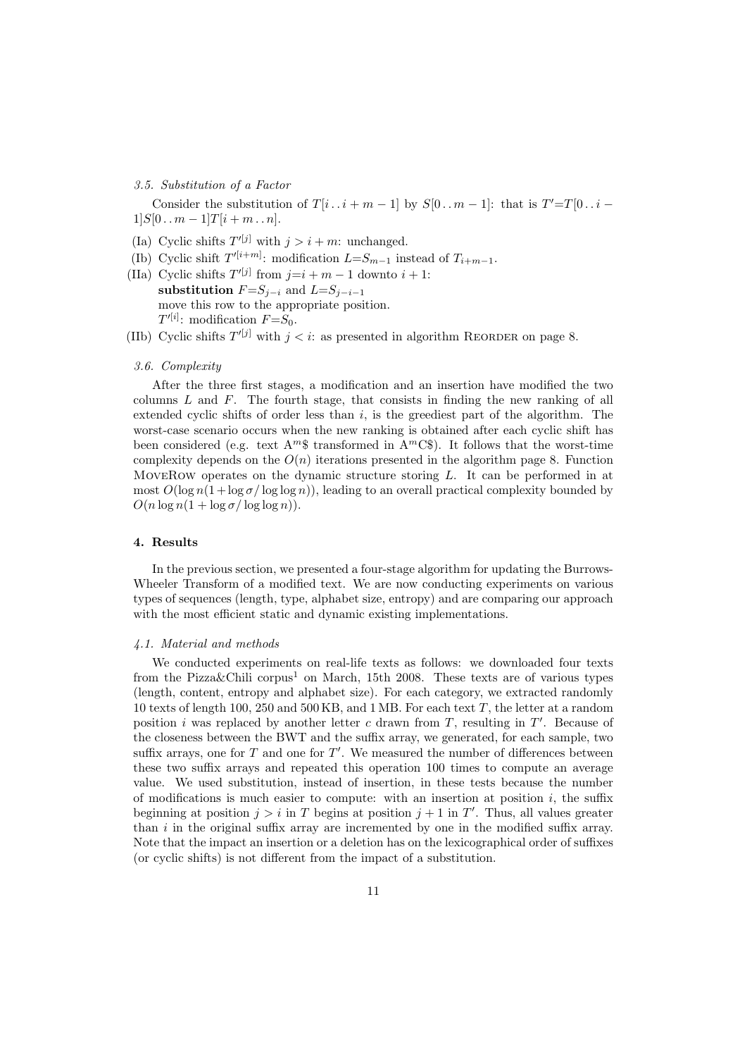### 3.5. Substitution of a Factor

Consider the substitution of $T[i\,..\,i+m-1]$ by $S[0\,..\,m-1]$: that is $T'{=}T[0\,..\,i-1]S[0\,..\,m-1]T[i+m\,..\,n]$.

- (Ia) Cyclic shifts $T'^{[j]}$ with $j > i+m$: unchanged.
- (Ib) Cyclic shift $T'^{[i+m]}$: modification $L{=}S_{m-1}$ instead of $T_{i+m-1}$.
- (IIa) Cyclic shifts $T'^{[j]}$ from $j{=}i+m-1$ downto $i+1$:
  **substitution** $F{=}S_{j-i}$ and $L{=}S_{j-i-1}$
  move this row to the appropriate position.
  $T'^{[i]}$: modification $F{=}S_0$.
- (IIb) Cyclic shifts $T'^{[j]}$ with $j < i$: as presented in algorithm Reorder on page 8.

### 3.6. Complexity

After the three first stages, a modification and an insertion have modified the two columns $L$ and $F$. The fourth stage, that consists in finding the new ranking of all extended cyclic shifts of order less than $i$, is the greediest part of the algorithm. The worst-case scenario occurs when the new ranking is obtained after each cyclic shift has been considered (e.g. text $\mathrm{A}^m\$$ transformed in $\mathrm{A}^m\mathrm{C}\$$). It follows that the worst-time complexity depends on the $O(n)$ iterations presented in the algorithm page 8. Function MoveRow operates on the dynamic structure storing $L$. It can be performed in at most $O(\log n(1+\log\sigma/\log\log n))$, leading to an overall practical complexity bounded by $O(n\log n(1+\log\sigma/\log\log n))$.

## 4. Results

In the previous section, we presented a four-stage algorithm for updating the Burrows-Wheeler Transform of a modified text. We are now conducting experiments on various types of sequences (length, type, alphabet size, entropy) and are comparing our approach with the most efficient static and dynamic existing implementations.

### 4.1. Material and methods

We conducted experiments on real-life texts as follows: we downloaded four texts from the Pizza&Chili corpus[1] on March, 15th 2008. These texts are of various types (length, content, entropy and alphabet size). For each category, we extracted randomly 10 texts of length 100, 250 and 500 KB, and 1 MB. For each text $T$, the letter at a random position $i$ was replaced by another letter $c$ drawn from $T$, resulting in $T'$. Because of the closeness between the BWT and the suffix array, we generated, for each sample, two suffix arrays, one for $T$ and one for $T'$. We measured the number of differences between these two suffix arrays and repeated this operation 100 times to compute an average value. We used substitution, instead of insertion, in these tests because the number of modifications is much easier to compute: with an insertion at position $i$, the suffix beginning at position $j > i$ in $T$ begins at position $j+1$ in $T'$. Thus, all values greater than $i$ in the original suffix array are incremented by one in the modified suffix array. Note that the impact an insertion or a deletion has on the lexicographical order of suffixes (or cyclic shifts) is not different from the impact of a substitution.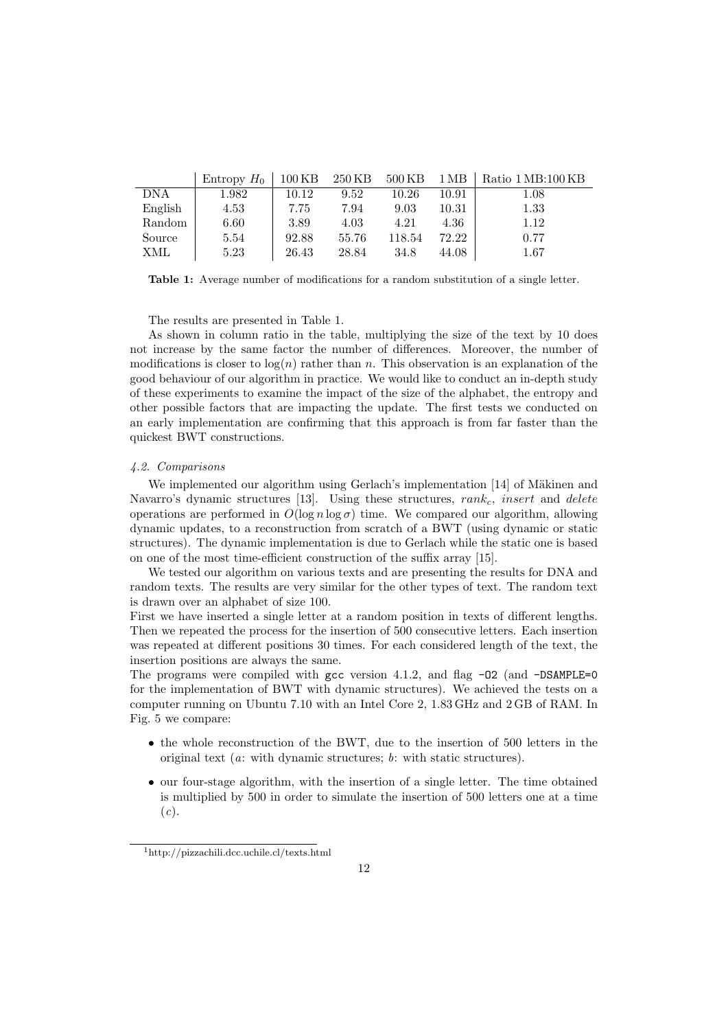| | Entropy $H_0$ | 100 KB | 250 KB | 500 KB | 1 MB | Ratio 1 MB:100 KB |
|---|---|---|---|---|---|---|
| DNA | 1.982 | 10.12 | 9.52 | 10.26 | 10.91 | 1.08 |
| English | 4.53 | 7.75 | 7.94 | 9.03 | 10.31 | 1.33 |
| Random | 6.60 | 3.89 | 4.03 | 4.21 | 4.36 | 1.12 |
| Source | 5.54 | 92.88 | 55.76 | 118.54 | 72.22 | 0.77 |
| XML | 5.23 | 26.43 | 28.84 | 34.8 | 44.08 | 1.67 |

**Table 1:** Average number of modifications for a random substitution of a single letter.

The results are presented in Table 1.

As shown in column ratio in the table, multiplying the size of the text by 10 does not increase by the same factor the number of differences. Moreover, the number of modifications is closer to $\log(n)$ rather than $n$. This observation is an explanation of the good behaviour of our algorithm in practice. We would like to conduct an in-depth study of these experiments to examine the impact of the size of the alphabet, the entropy and other possible factors that are impacting the update. The first tests we conducted on an early implementation are confirming that this approach is from far faster than the quickest BWT constructions.

### *4.2. Comparisons*

We implemented our algorithm using Gerlach's implementation [14] of Mäkinen and Navarro's dynamic structures [13]. Using these structures, $rank_c$, *insert* and *delete* operations are performed in $O(\log n \log \sigma)$ time. We compared our algorithm, allowing dynamic updates, to a reconstruction from scratch of a BWT (using dynamic or static structures). The dynamic implementation is due to Gerlach while the static one is based on one of the most time-efficient construction of the suffix array [15].

We tested our algorithm on various texts and are presenting the results for DNA and random texts. The results are very similar for the other types of text. The random text is drawn over an alphabet of size 100.

First we have inserted a single letter at a random position in texts of different lengths. Then we repeated the process for the insertion of 500 consecutive letters. Each insertion was repeated at different positions 30 times. For each considered length of the text, the insertion positions are always the same.

The programs were compiled with `gcc` version 4.1.2, and flag `-O2` (and `-DSAMPLE=0` for the implementation of BWT with dynamic structures). We achieved the tests on a computer running on Ubuntu 7.10 with an Intel Core 2, 1.83 GHz and 2 GB of RAM. In Fig. 5 we compare:

- the whole reconstruction of the BWT, due to the insertion of 500 letters in the original text (*a*: with dynamic structures; *b*: with static structures).
- our four-stage algorithm, with the insertion of a single letter. The time obtained is multiplied by 500 in order to simulate the insertion of 500 letters one at a time (*c*).

[1] http://pizzachili.dcc.uchile.cl/texts.html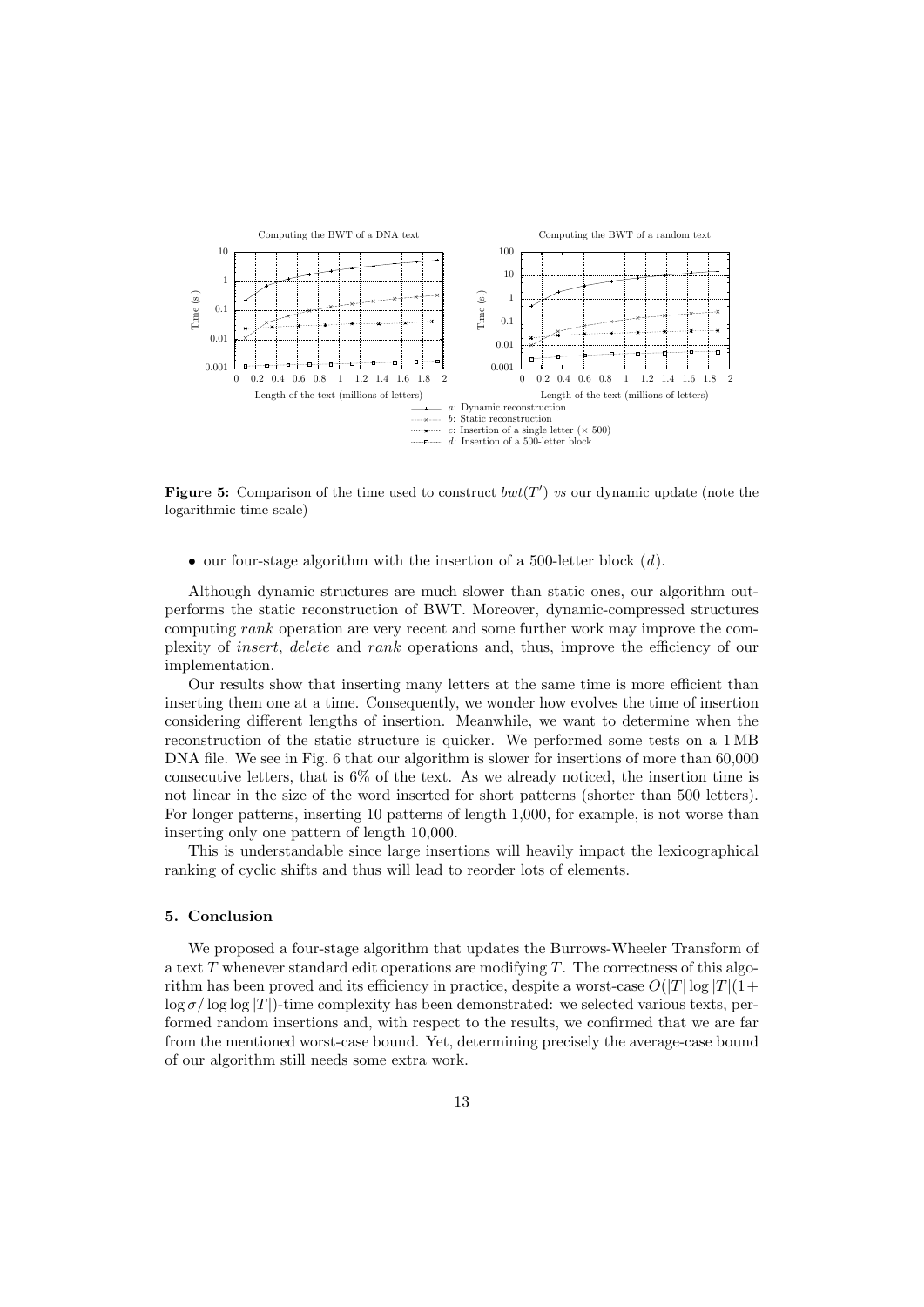**Figure 5:** Comparison of the time used to construct $bwt(T')$ *vs* our dynamic update (note the logarithmic time scale)

- our four-stage algorithm with the insertion of a 500-letter block ($d$).

Although dynamic structures are much slower than static ones, our algorithm outperforms the static reconstruction of BWT. Moreover, dynamic-compressed structures computing *rank* operation are very recent and some further work may improve the complexity of *insert*, *delete* and *rank* operations and, thus, improve the efficiency of our implementation.

Our results show that inserting many letters at the same time is more efficient than inserting them one at a time. Consequently, we wonder how evolves the time of insertion considering different lengths of insertion. Meanwhile, we want to determine when the reconstruction of the static structure is quicker. We performed some tests on a 1 MB DNA file. We see in Fig. 6 that our algorithm is slower for insertions of more than 60,000 consecutive letters, that is 6% of the text. As we already noticed, the insertion time is not linear in the size of the word inserted for short patterns (shorter than 500 letters). For longer patterns, inserting 10 patterns of length 1,000, for example, is not worse than inserting only one pattern of length 10,000.

This is understandable since large insertions will heavily impact the lexicographical ranking of cyclic shifts and thus will lead to reorder lots of elements.

## 5. Conclusion

We proposed a four-stage algorithm that updates the Burrows-Wheeler Transform of a text $T$ whenever standard edit operations are modifying $T$. The correctness of this algorithm has been proved and its efficiency in practice, despite a worst-case $O(|T| \log |T|(1 + \log \sigma / \log \log |T|)$-time complexity has been demonstrated: we selected various texts, performed random insertions and, with respect to the results, we confirmed that we are far from the mentioned worst-case bound. Yet, determining precisely the average-case bound of our algorithm still needs some extra work.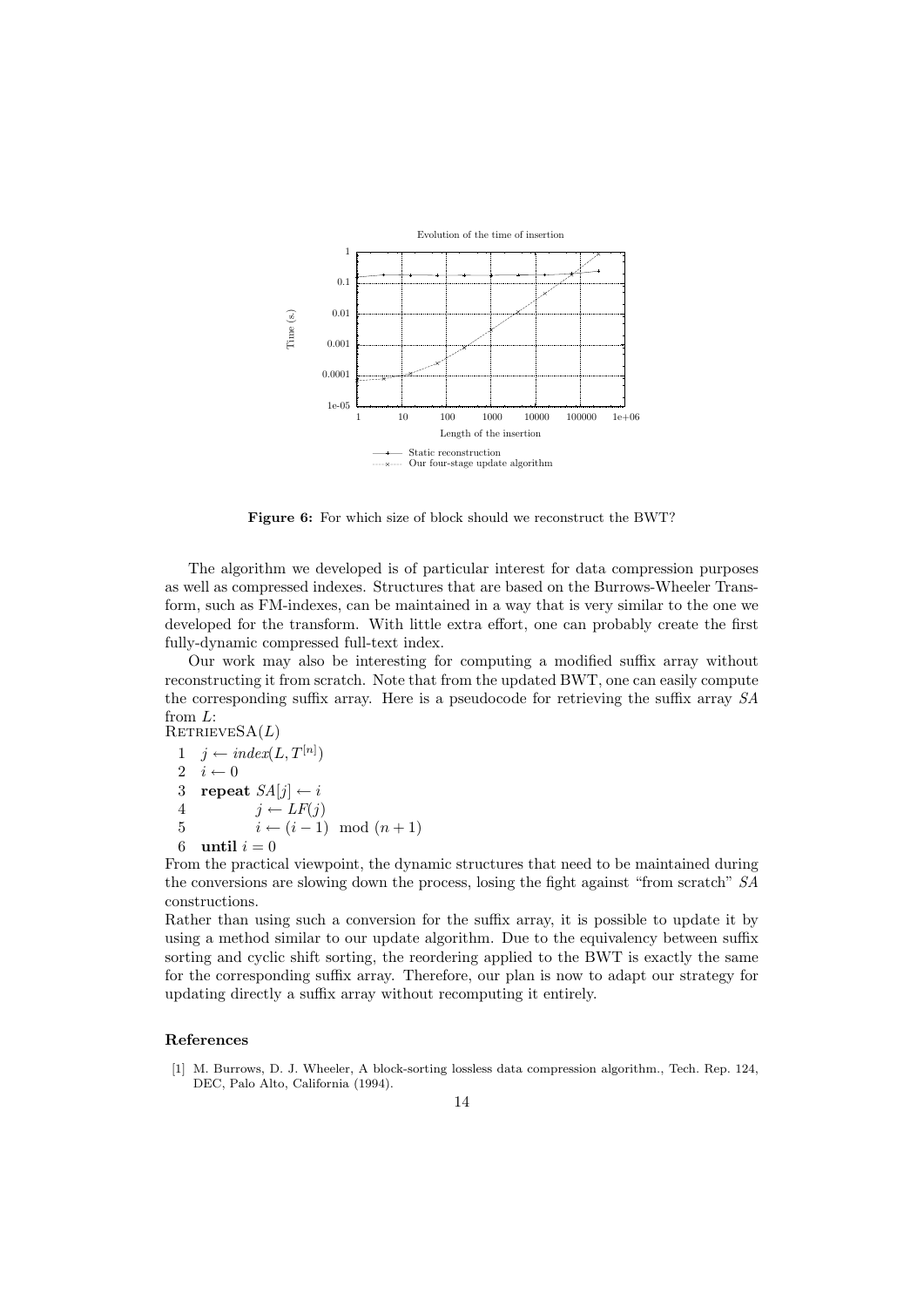Evolution of the time of insertion

Time (s.)

Length of the insertion

Static reconstruction
Our four-stage update algorithm

**Figure 6:** For which size of block should we reconstruct the BWT?

The algorithm we developed is of particular interest for data compression purposes as well as compressed indexes. Structures that are based on the Burrows-Wheeler Transform, such as FM-indexes, can be maintained in a way that is very similar to the one we developed for the transform. With little extra effort, one can probably create the first fully-dynamic compressed full-text index.

Our work may also be interesting for computing a modified suffix array without reconstructing it from scratch. Note that from the updated BWT, one can easily compute the corresponding suffix array. Here is a pseudocode for retrieving the suffix array $SA$ from $L$:

RETRIEVESA($L$)

1 $j \leftarrow index(L, T^{[n]})$
2 $i \leftarrow 0$
3 **repeat** $SA[j] \leftarrow i$
4 $\quad j \leftarrow LF(j)$
5 $\quad i \leftarrow (i-1) \mod (n+1)$
6 **until** $i = 0$

From the practical viewpoint, the dynamic structures that need to be maintained during the conversions are slowing down the process, losing the fight against "from scratch" $SA$ constructions.

Rather than using such a conversion for the suffix array, it is possible to update it by using a method similar to our update algorithm. Due to the equivalency between suffix sorting and cyclic shift sorting, the reordering applied to the BWT is exactly the same for the corresponding suffix array. Therefore, our plan is now to adapt our strategy for updating directly a suffix array without recomputing it entirely.

### References

[1] M. Burrows, D. J. Wheeler, A block-sorting lossless data compression algorithm., Tech. Rep. 124, DEC, Palo Alto, California (1994).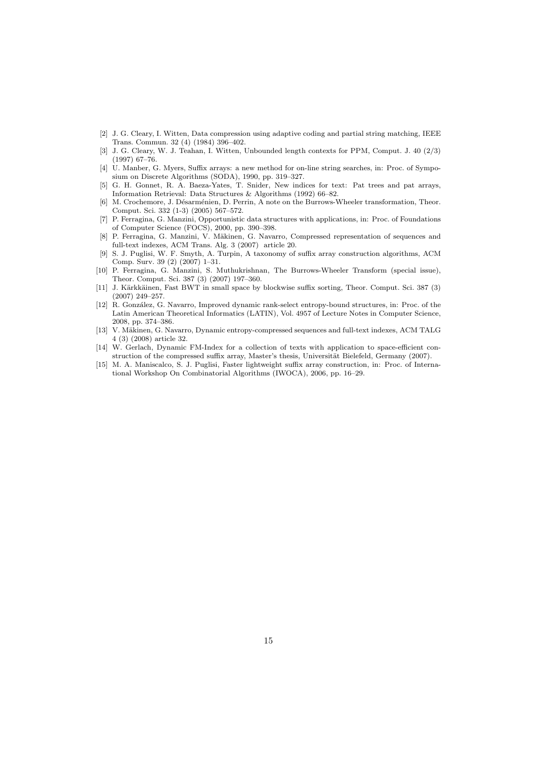[2] J. G. Cleary, I. Witten, Data compression using adaptive coding and partial string matching, IEEE Trans. Commun. 32 (4) (1984) 396–402.

[3] J. G. Cleary, W. J. Teahan, I. Witten, Unbounded length contexts for PPM, Comput. J. 40 (2/3) (1997) 67–76.

[4] U. Manber, G. Myers, Suffix arrays: a new method for on-line string searches, in: Proc. of Symposium on Discrete Algorithms (SODA), 1990, pp. 319–327.

[5] G. H. Gonnet, R. A. Baeza-Yates, T. Snider, New indices for text: Pat trees and pat arrays, Information Retrieval: Data Structures & Algorithms (1992) 66–82.

[6] M. Crochemore, J. Désarménien, D. Perrin, A note on the Burrows-Wheeler transformation, Theor. Comput. Sci. 332 (1-3) (2005) 567–572.

[7] P. Ferragina, G. Manzini, Opportunistic data structures with applications, in: Proc. of Foundations of Computer Science (FOCS), 2000, pp. 390–398.

[8] P. Ferragina, G. Manzini, V. Mäkinen, G. Navarro, Compressed representation of sequences and full-text indexes, ACM Trans. Alg. 3 (2007) article 20.

[9] S. J. Puglisi, W. F. Smyth, A. Turpin, A taxonomy of suffix array construction algorithms, ACM Comp. Surv. 39 (2) (2007) 1–31.

[10] P. Ferragina, G. Manzini, S. Muthukrishnan, The Burrows-Wheeler Transform (special issue), Theor. Comput. Sci. 387 (3) (2007) 197–360.

[11] J. Kärkkäinen, Fast BWT in small space by blockwise suffix sorting, Theor. Comput. Sci. 387 (3) (2007) 249–257.

[12] R. González, G. Navarro, Improved dynamic rank-select entropy-bound structures, in: Proc. of the Latin American Theoretical Informatics (LATIN), Vol. 4957 of Lecture Notes in Computer Science, 2008, pp. 374–386.

[13] V. Mäkinen, G. Navarro, Dynamic entropy-compressed sequences and full-text indexes, ACM TALG 4 (3) (2008) article 32.

[14] W. Gerlach, Dynamic FM-Index for a collection of texts with application to space-efficient construction of the compressed suffix array, Master's thesis, Universität Bielefeld, Germany (2007).

[15] M. A. Maniscalco, S. J. Puglisi, Faster lightweight suffix array construction, in: Proc. of International Workshop On Combinatorial Algorithms (IWOCA), 2006, pp. 16–29.